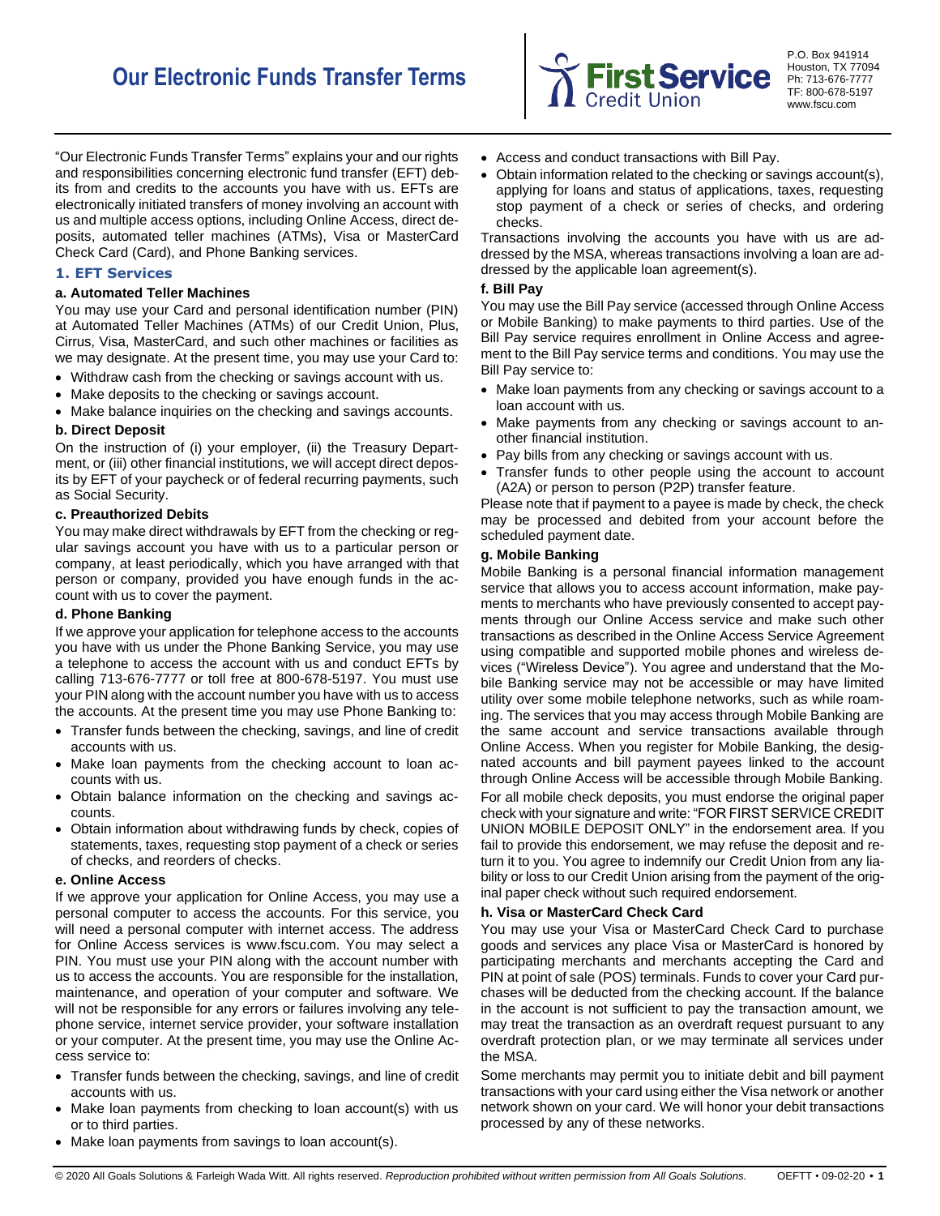# Our Electronic Funds Transfer Terms

First Service Credit Union

P.O. Box 941914
Houston, TX 77094
Ph: 713-676-7777
TF: 800-678-5197
www.fscu.com

"Our Electronic Funds Transfer Terms" explains your and our rights and responsibilities concerning electronic fund transfer (EFT) debits from and credits to the accounts you have with us. EFTs are electronically initiated transfers of money involving an account with us and multiple access options, including Online Access, direct deposits, automated teller machines (ATMs), Visa or MasterCard Check Card (Card), and Phone Banking services.

## 1. EFT Services

### a. Automated Teller Machines

You may use your Card and personal identification number (PIN) at Automated Teller Machines (ATMs) of our Credit Union, Plus, Cirrus, Visa, MasterCard, and such other machines or facilities as we may designate. At the present time, you may use your Card to:

- Withdraw cash from the checking or savings account with us.
- Make deposits to the checking or savings account.
- Make balance inquiries on the checking and savings accounts.

### b. Direct Deposit

On the instruction of (i) your employer, (ii) the Treasury Department, or (iii) other financial institutions, we will accept direct deposits by EFT of your paycheck or of federal recurring payments, such as Social Security.

### c. Preauthorized Debits

You may make direct withdrawals by EFT from the checking or regular savings account you have with us to a particular person or company, at least periodically, which you have arranged with that person or company, provided you have enough funds in the account with us to cover the payment.

### d. Phone Banking

If we approve your application for telephone access to the accounts you have with us under the Phone Banking Service, you may use a telephone to access the account with us and conduct EFTs by calling 713-676-7777 or toll free at 800-678-5197. You must use your PIN along with the account number you have with us to access the accounts. At the present time you may use Phone Banking to:

- Transfer funds between the checking, savings, and line of credit accounts with us.
- Make loan payments from the checking account to loan accounts with us.
- Obtain balance information on the checking and savings accounts.
- Obtain information about withdrawing funds by check, copies of statements, taxes, requesting stop payment of a check or series of checks, and reorders of checks.

### e. Online Access

If we approve your application for Online Access, you may use a personal computer to access the accounts. For this service, you will need a personal computer with internet access. The address for Online Access services is www.fscu.com. You may select a PIN. You must use your PIN along with the account number with us to access the accounts. You are responsible for the installation, maintenance, and operation of your computer and software. We will not be responsible for any errors or failures involving any telephone service, internet service provider, your software installation or your computer. At the present time, you may use the Online Access service to:

- Transfer funds between the checking, savings, and line of credit accounts with us.
- Make loan payments from checking to loan account(s) with us or to third parties.
- Make loan payments from savings to loan account(s).
- Access and conduct transactions with Bill Pay.
- Obtain information related to the checking or savings account(s), applying for loans and status of applications, taxes, requesting stop payment of a check or series of checks, and ordering checks.

Transactions involving the accounts you have with us are addressed by the MSA, whereas transactions involving a loan are addressed by the applicable loan agreement(s).

### f. Bill Pay

You may use the Bill Pay service (accessed through Online Access or Mobile Banking) to make payments to third parties. Use of the Bill Pay service requires enrollment in Online Access and agreement to the Bill Pay service terms and conditions. You may use the Bill Pay service to:

- Make loan payments from any checking or savings account to a loan account with us.
- Make payments from any checking or savings account to another financial institution.
- Pay bills from any checking or savings account with us.
- Transfer funds to other people using the account to account (A2A) or person to person (P2P) transfer feature.

Please note that if payment to a payee is made by check, the check may be processed and debited from your account before the scheduled payment date.

### g. Mobile Banking

Mobile Banking is a personal financial information management service that allows you to access account information, make payments to merchants who have previously consented to accept payments through our Online Access service and make such other transactions as described in the Online Access Service Agreement using compatible and supported mobile phones and wireless devices ("Wireless Device"). You agree and understand that the Mobile Banking service may not be accessible or may have limited utility over some mobile telephone networks, such as while roaming. The services that you may access through Mobile Banking are the same account and service transactions available through Online Access. When you register for Mobile Banking, the designated accounts and bill payment payees linked to the account through Online Access will be accessible through Mobile Banking.

For all mobile check deposits, you must endorse the original paper check with your signature and write: "FOR FIRST SERVICE CREDIT UNION MOBILE DEPOSIT ONLY" in the endorsement area. If you fail to provide this endorsement, we may refuse the deposit and return it to you. You agree to indemnify our Credit Union from any liability or loss to our Credit Union arising from the payment of the original paper check without such required endorsement.

### h. Visa or MasterCard Check Card

You may use your Visa or MasterCard Check Card to purchase goods and services any place Visa or MasterCard is honored by participating merchants and merchants accepting the Card and PIN at point of sale (POS) terminals. Funds to cover your Card purchases will be deducted from the checking account. If the balance in the account is not sufficient to pay the transaction amount, we may treat the transaction as an overdraft request pursuant to any overdraft protection plan, or we may terminate all services under the MSA.

Some merchants may permit you to initiate debit and bill payment transactions with your card using either the Visa network or another network shown on your card. We will honor your debit transactions processed by any of these networks.

© 2020 All Goals Solutions & Farleigh Wada Witt. All rights reserved. *Reproduction prohibited without written permission from All Goals Solutions.* OEFTT • 09-02-20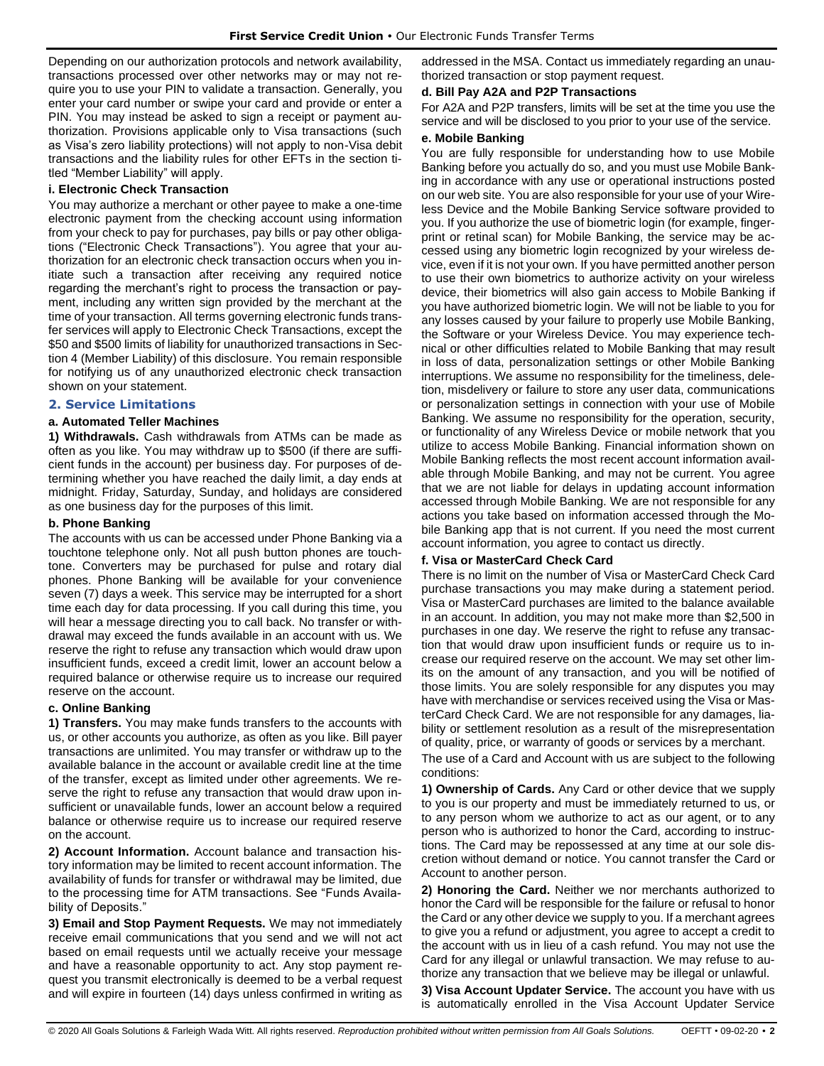Depending on our authorization protocols and network availability, transactions processed over other networks may or may not require you to use your PIN to validate a transaction. Generally, you enter your card number or swipe your card and provide or enter a PIN. You may instead be asked to sign a receipt or payment authorization. Provisions applicable only to Visa transactions (such as Visa's zero liability protections) will not apply to non-Visa debit transactions and the liability rules for other EFTs in the section titled "Member Liability" will apply.

**i. Electronic Check Transaction**

You may authorize a merchant or other payee to make a one-time electronic payment from the checking account using information from your check to pay for purchases, pay bills or pay other obligations ("Electronic Check Transactions"). You agree that your authorization for an electronic check transaction occurs when you initiate such a transaction after receiving any required notice regarding the merchant's right to process the transaction or payment, including any written sign provided by the merchant at the time of your transaction. All terms governing electronic funds transfer services will apply to Electronic Check Transactions, except the $50 and $500 limits of liability for unauthorized transactions in Section 4 (Member Liability) of this disclosure. You remain responsible for notifying us of any unauthorized electronic check transaction shown on your statement.

## 2. Service Limitations

**a. Automated Teller Machines**

**1) Withdrawals.** Cash withdrawals from ATMs can be made as often as you like. You may withdraw up to $500 (if there are sufficient funds in the account) per business day. For purposes of determining whether you have reached the daily limit, a day ends at midnight. Friday, Saturday, Sunday, and holidays are considered as one business day for the purposes of this limit.

**b. Phone Banking**

The accounts with us can be accessed under Phone Banking via a touchtone telephone only. Not all push button phones are touchtone. Converters may be purchased for pulse and rotary dial phones. Phone Banking will be available for your convenience seven (7) days a week. This service may be interrupted for a short time each day for data processing. If you call during this time, you will hear a message directing you to call back. No transfer or withdrawal may exceed the funds available in an account with us. We reserve the right to refuse any transaction which would draw upon insufficient funds, exceed a credit limit, lower an account below a required balance or otherwise require us to increase our required reserve on the account.

**c. Online Banking**

**1) Transfers.** You may make funds transfers to the accounts with us, or other accounts you authorize, as often as you like. Bill payer transactions are unlimited. You may transfer or withdraw up to the available balance in the account or available credit line at the time of the transfer, except as limited under other agreements. We reserve the right to refuse any transaction that would draw upon insufficient or unavailable funds, lower an account below a required balance or otherwise require us to increase our required reserve on the account.

**2) Account Information.** Account balance and transaction history information may be limited to recent account information. The availability of funds for transfer or withdrawal may be limited, due to the processing time for ATM transactions. See "Funds Availability of Deposits."

**3) Email and Stop Payment Requests.** We may not immediately receive email communications that you send and we will not act based on email requests until we actually receive your message and have a reasonable opportunity to act. Any stop payment request you transmit electronically is deemed to be a verbal request and will expire in fourteen (14) days unless confirmed in writing as addressed in the MSA. Contact us immediately regarding an unauthorized transaction or stop payment request.

**d. Bill Pay A2A and P2P Transactions**

For A2A and P2P transfers, limits will be set at the time you use the service and will be disclosed to you prior to your use of the service.

**e. Mobile Banking**

You are fully responsible for understanding how to use Mobile Banking before you actually do so, and you must use Mobile Banking in accordance with any use or operational instructions posted on our web site. You are also responsible for your use of your Wireless Device and the Mobile Banking Service software provided to you. If you authorize the use of biometric login (for example, fingerprint or retinal scan) for Mobile Banking, the service may be accessed using any biometric login recognized by your wireless device, even if it is not your own. If you have permitted another person to use their own biometrics to authorize activity on your wireless device, their biometrics will also gain access to Mobile Banking if you have authorized biometric login. We will not be liable to you for any losses caused by your failure to properly use Mobile Banking, the Software or your Wireless Device. You may experience technical or other difficulties related to Mobile Banking that may result in loss of data, personalization settings or other Mobile Banking interruptions. We assume no responsibility for the timeliness, deletion, misdelivery or failure to store any user data, communications or personalization settings in connection with your use of Mobile Banking. We assume no responsibility for the operation, security, or functionality of any Wireless Device or mobile network that you utilize to access Mobile Banking. Financial information shown on Mobile Banking reflects the most recent account information available through Mobile Banking, and may not be current. You agree that we are not liable for delays in updating account information accessed through Mobile Banking. We are not responsible for any actions you take based on information accessed through the Mobile Banking app that is not current. If you need the most current account information, you agree to contact us directly.

**f. Visa or MasterCard Check Card**

There is no limit on the number of Visa or MasterCard Check Card purchase transactions you may make during a statement period. Visa or MasterCard purchases are limited to the balance available in an account. In addition, you may not make more than $2,500 in purchases in one day. We reserve the right to refuse any transaction that would draw upon insufficient funds or require us to increase our required reserve on the account. We may set other limits on the amount of any transaction, and you will be notified of those limits. You are solely responsible for any disputes you may have with merchandise or services received using the Visa or MasterCard Check Card. We are not responsible for any damages, liability or settlement resolution as a result of the misrepresentation of quality, price, or warranty of goods or services by a merchant.

The use of a Card and Account with us are subject to the following conditions:

**1) Ownership of Cards.** Any Card or other device that we supply to you is our property and must be immediately returned to us, or to any person whom we authorize to act as our agent, or to any person who is authorized to honor the Card, according to instructions. The Card may be repossessed at any time at our sole discretion without demand or notice. You cannot transfer the Card or Account to another person.

**2) Honoring the Card.** Neither we nor merchants authorized to honor the Card will be responsible for the failure or refusal to honor the Card or any other device we supply to you. If a merchant agrees to give you a refund or adjustment, you agree to accept a credit to the account with us in lieu of a cash refund. You may not use the Card for any illegal or unlawful transaction. We may refuse to authorize any transaction that we believe may be illegal or unlawful.

**3) Visa Account Updater Service.** The account you have with us is automatically enrolled in the Visa Account Updater Service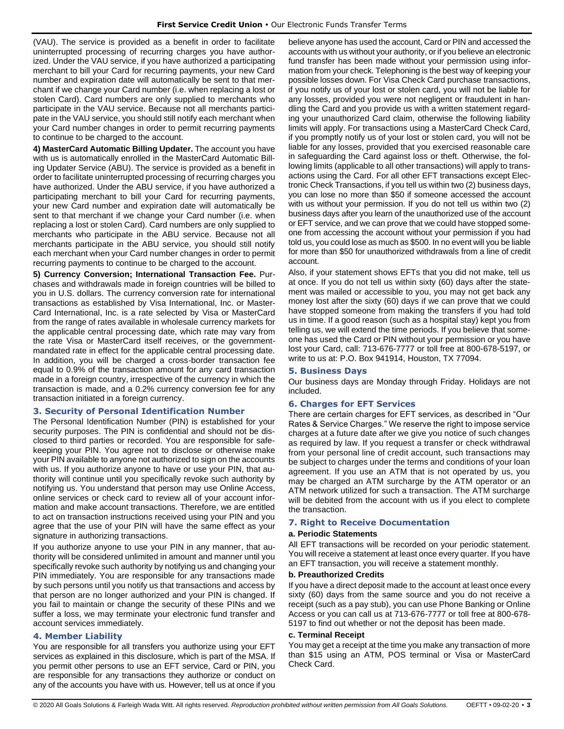(VAU). The service is provided as a benefit in order to facilitate uninterrupted processing of recurring charges you have authorized. Under the VAU service, if you have authorized a participating merchant to bill your Card for recurring payments, your new Card number and expiration date will automatically be sent to that merchant if we change your Card number (i.e. when replacing a lost or stolen Card). Card numbers are only supplied to merchants who participate in the VAU service. Because not all merchants participate in the VAU service, you should still notify each merchant when your Card number changes in order to permit recurring payments to continue to be charged to the account.

**4) MasterCard Automatic Billing Updater.** The account you have with us is automatically enrolled in the MasterCard Automatic Billing Updater Service (ABU). The service is provided as a benefit in order to facilitate uninterrupted processing of recurring charges you have authorized. Under the ABU service, if you have authorized a participating merchant to bill your Card for recurring payments, your new Card number and expiration date will automatically be sent to that merchant if we change your Card number (i.e. when replacing a lost or stolen Card). Card numbers are only supplied to merchants who participate in the ABU service. Because not all merchants participate in the ABU service, you should still notify each merchant when your Card number changes in order to permit recurring payments to continue to be charged to the account.

**5) Currency Conversion; International Transaction Fee.** Purchases and withdrawals made in foreign countries will be billed to you in U.S. dollars. The currency conversion rate for international transactions as established by Visa International, Inc. or MasterCard International, Inc. is a rate selected by Visa or MasterCard from the range of rates available in wholesale currency markets for the applicable central processing date, which rate may vary from the rate Visa or MasterCard itself receives, or the government-mandated rate in effect for the applicable central processing date. In addition, you will be charged a cross-border transaction fee equal to 0.9% of the transaction amount for any card transaction made in a foreign country, irrespective of the currency in which the transaction is made, and a 0.2% currency conversion fee for any transaction initiated in a foreign currency.

## 3. Security of Personal Identification Number

The Personal Identification Number (PIN) is established for your security purposes. The PIN is confidential and should not be disclosed to third parties or recorded. You are responsible for safekeeping your PIN. You agree not to disclose or otherwise make your PIN available to anyone not authorized to sign on the accounts with us. If you authorize anyone to have or use your PIN, that authority will continue until you specifically revoke such authority by notifying us. You understand that person may use Online Access, online services or check card to review all of your account information and make account transactions. Therefore, we are entitled to act on transaction instructions received using your PIN and you agree that the use of your PIN will have the same effect as your signature in authorizing transactions.

If you authorize anyone to use your PIN in any manner, that authority will be considered unlimited in amount and manner until you specifically revoke such authority by notifying us and changing your PIN immediately. You are responsible for any transactions made by such persons until you notify us that transactions and access by that person are no longer authorized and your PIN is changed. If you fail to maintain or change the security of these PINs and we suffer a loss, we may terminate your electronic fund transfer and account services immediately.

## 4. Member Liability

You are responsible for all transfers you authorize using your EFT services as explained in this disclosure, which is part of the MSA. If you permit other persons to use an EFT service, Card or PIN, you are responsible for any transactions they authorize or conduct on any of the accounts you have with us. However, tell us at once if you believe anyone has used the account, Card or PIN and accessed the accounts with us without your authority, or if you believe an electronic fund transfer has been made without your permission using information from your check. Telephoning is the best way of keeping your possible losses down. For Visa Check Card purchase transactions, if you notify us of your lost or stolen card, you will not be liable for any losses, provided you were not negligent or fraudulent in handling the Card and you provide us with a written statement regarding your unauthorized Card claim, otherwise the following liability limits will apply. For transactions using a MasterCard Check Card, if you promptly notify us of your lost or stolen card, you will not be liable for any losses, provided that you exercised reasonable care in safeguarding the Card against loss or theft. Otherwise, the following limits (applicable to all other transactions) will apply to transactions using the Card. For all other EFT transactions except Electronic Check Transactions, if you tell us within two (2) business days, you can lose no more than $50 if someone accessed the account with us without your permission. If you do not tell us within two (2) business days after you learn of the unauthorized use of the account or EFT service, and we can prove that we could have stopped someone from accessing the account without your permission if you had told us, you could lose as much as $500. In no event will you be liable for more than $50 for unauthorized withdrawals from a line of credit account.

Also, if your statement shows EFTs that you did not make, tell us at once. If you do not tell us within sixty (60) days after the statement was mailed or accessible to you, you may not get back any money lost after the sixty (60) days if we can prove that we could have stopped someone from making the transfers if you had told us in time. If a good reason (such as a hospital stay) kept you from telling us, we will extend the time periods. If you believe that someone has used the Card or PIN without your permission or you have lost your Card, call: 713-676-7777 or toll free at 800-678-5197, or write to us at: P.O. Box 941914, Houston, TX 77094.

## 5. Business Days

Our business days are Monday through Friday. Holidays are not included.

## 6. Charges for EFT Services

There are certain charges for EFT services, as described in "Our Rates & Service Charges." We reserve the right to impose service charges at a future date after we give you notice of such changes as required by law. If you request a transfer or check withdrawal from your personal line of credit account, such transactions may be subject to charges under the terms and conditions of your loan agreement. If you use an ATM that is not operated by us, you may be charged an ATM surcharge by the ATM operator or an ATM network utilized for such a transaction. The ATM surcharge will be debited from the account with us if you elect to complete the transaction.

## 7. Right to Receive Documentation

### a. Periodic Statements

All EFT transactions will be recorded on your periodic statement. You will receive a statement at least once every quarter. If you have an EFT transaction, you will receive a statement monthly.

### b. Preauthorized Credits

If you have a direct deposit made to the account at least once every sixty (60) days from the same source and you do not receive a receipt (such as a pay stub), you can use Phone Banking or Online Access or you can call us at 713-676-7777 or toll free at 800-678-5197 to find out whether or not the deposit has been made.

### c. Terminal Receipt

You may get a receipt at the time you make any transaction of more than $15 using an ATM, POS terminal or Visa or MasterCard Check Card.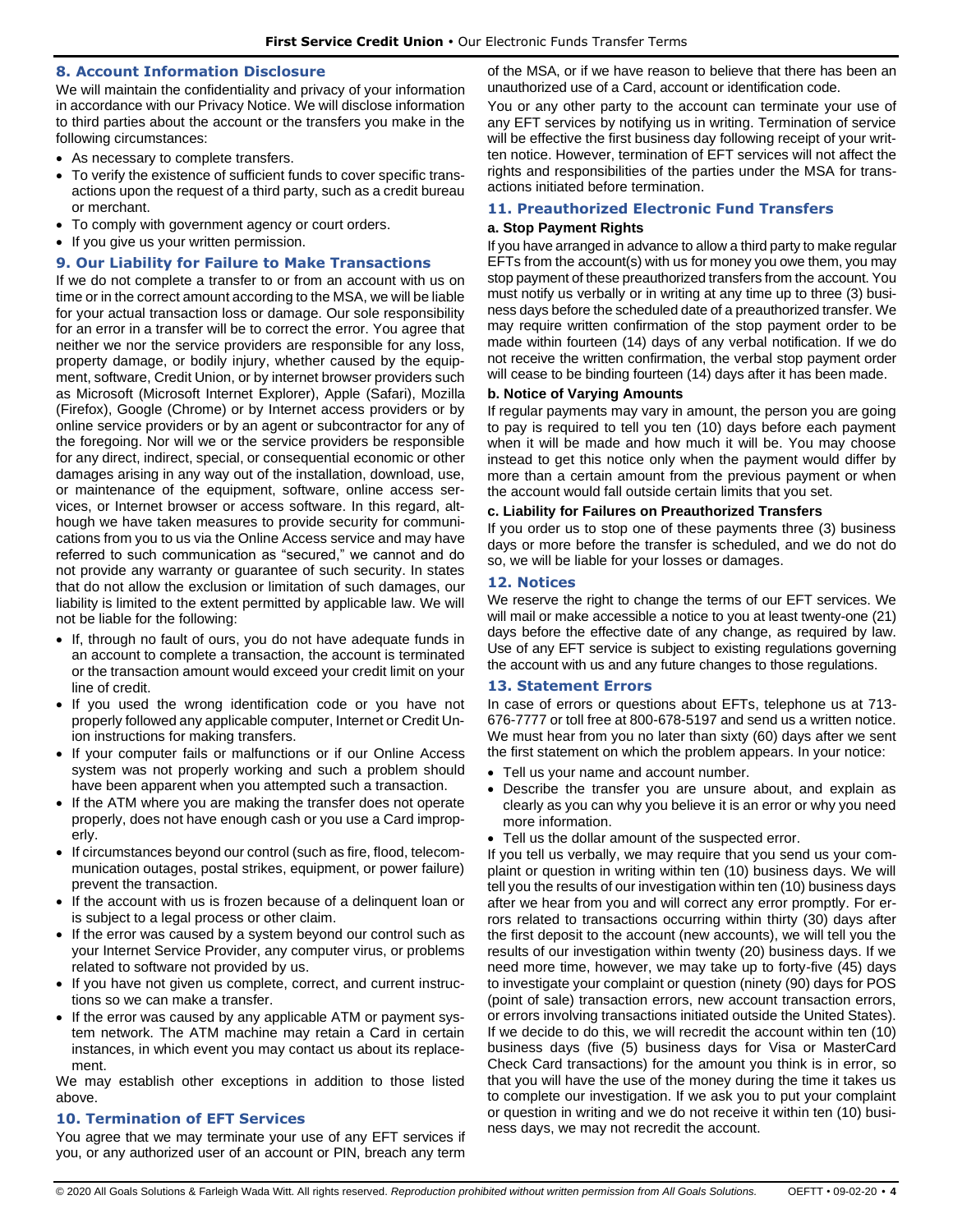## 8. Account Information Disclosure

We will maintain the confidentiality and privacy of your information in accordance with our Privacy Notice. We will disclose information to third parties about the account or the transfers you make in the following circumstances:

- As necessary to complete transfers.
- To verify the existence of sufficient funds to cover specific transactions upon the request of a third party, such as a credit bureau or merchant.
- To comply with government agency or court orders.
- If you give us your written permission.

## 9. Our Liability for Failure to Make Transactions

If we do not complete a transfer to or from an account with us on time or in the correct amount according to the MSA, we will be liable for your actual transaction loss or damage. Our sole responsibility for an error in a transfer will be to correct the error. You agree that neither we nor the service providers are responsible for any loss, property damage, or bodily injury, whether caused by the equipment, software, Credit Union, or by internet browser providers such as Microsoft (Microsoft Internet Explorer), Apple (Safari), Mozilla (Firefox), Google (Chrome) or by Internet access providers or by online service providers or by an agent or subcontractor for any of the foregoing. Nor will we or the service providers be responsible for any direct, indirect, special, or consequential economic or other damages arising in any way out of the installation, download, use, or maintenance of the equipment, software, online access services, or Internet browser or access software. In this regard, although we have taken measures to provide security for communications from you to us via the Online Access service and may have referred to such communication as "secured," we cannot and do not provide any warranty or guarantee of such security. In states that do not allow the exclusion or limitation of such damages, our liability is limited to the extent permitted by applicable law. We will not be liable for the following:

- If, through no fault of ours, you do not have adequate funds in an account to complete a transaction, the account is terminated or the transaction amount would exceed your credit limit on your line of credit.
- If you used the wrong identification code or you have not properly followed any applicable computer, Internet or Credit Union instructions for making transfers.
- If your computer fails or malfunctions or if our Online Access system was not properly working and such a problem should have been apparent when you attempted such a transaction.
- If the ATM where you are making the transfer does not operate properly, does not have enough cash or you use a Card improperly.
- If circumstances beyond our control (such as fire, flood, telecommunication outages, postal strikes, equipment, or power failure) prevent the transaction.
- If the account with us is frozen because of a delinquent loan or is subject to a legal process or other claim.
- If the error was caused by a system beyond our control such as your Internet Service Provider, any computer virus, or problems related to software not provided by us.
- If you have not given us complete, correct, and current instructions so we can make a transfer.
- If the error was caused by any applicable ATM or payment system network. The ATM machine may retain a Card in certain instances, in which event you may contact us about its replacement.

We may establish other exceptions in addition to those listed above.

## 10. Termination of EFT Services

You agree that we may terminate your use of any EFT services if you, or any authorized user of an account or PIN, breach any term of the MSA, or if we have reason to believe that there has been an unauthorized use of a Card, account or identification code.

You or any other party to the account can terminate your use of any EFT services by notifying us in writing. Termination of service will be effective the first business day following receipt of your written notice. However, termination of EFT services will not affect the rights and responsibilities of the parties under the MSA for transactions initiated before termination.

## 11. Preauthorized Electronic Fund Transfers

### a. Stop Payment Rights

If you have arranged in advance to allow a third party to make regular EFTs from the account(s) with us for money you owe them, you may stop payment of these preauthorized transfers from the account. You must notify us verbally or in writing at any time up to three (3) business days before the scheduled date of a preauthorized transfer. We may require written confirmation of the stop payment order to be made within fourteen (14) days of any verbal notification. If we do not receive the written confirmation, the verbal stop payment order will cease to be binding fourteen (14) days after it has been made.

### b. Notice of Varying Amounts

If regular payments may vary in amount, the person you are going to pay is required to tell you ten (10) days before each payment when it will be made and how much it will be. You may choose instead to get this notice only when the payment would differ by more than a certain amount from the previous payment or when the amount would fall outside certain limits that you set.

### c. Liability for Failures on Preauthorized Transfers

If you order us to stop one of these payments three (3) business days or more before the transfer is scheduled, and we do not do so, we will be liable for your losses or damages.

## 12. Notices

We reserve the right to change the terms of our EFT services. We will mail or make accessible a notice to you at least twenty-one (21) days before the effective date of any change, as required by law. Use of any EFT service is subject to existing regulations governing the account with us and any future changes to those regulations.

## 13. Statement Errors

In case of errors or questions about EFTs, telephone us at 713-676-7777 or toll free at 800-678-5197 and send us a written notice. We must hear from you no later than sixty (60) days after we sent the first statement on which the problem appears. In your notice:

- Tell us your name and account number.
- Describe the transfer you are unsure about, and explain as clearly as you can why you believe it is an error or why you need more information.
- Tell us the dollar amount of the suspected error.

If you tell us verbally, we may require that you send us your complaint or question in writing within ten (10) business days. We will tell you the results of our investigation within ten (10) business days after we hear from you and will correct any error promptly. For errors related to transactions occurring within thirty (30) days after the first deposit to the account (new accounts), we will tell you the results of our investigation within twenty (20) business days. If we need more time, however, we may take up to forty-five (45) days to investigate your complaint or question (ninety (90) days for POS (point of sale) transaction errors, new account transaction errors, or errors involving transactions initiated outside the United States). If we decide to do this, we will recredit the account within ten (10) business days (five (5) business days for Visa or MasterCard Check Card transactions) for the amount you think is in error, so that you will have the use of the money during the time it takes us to complete our investigation. If we ask you to put your complaint or question in writing and we do not receive it within ten (10) business days, we may not recredit the account.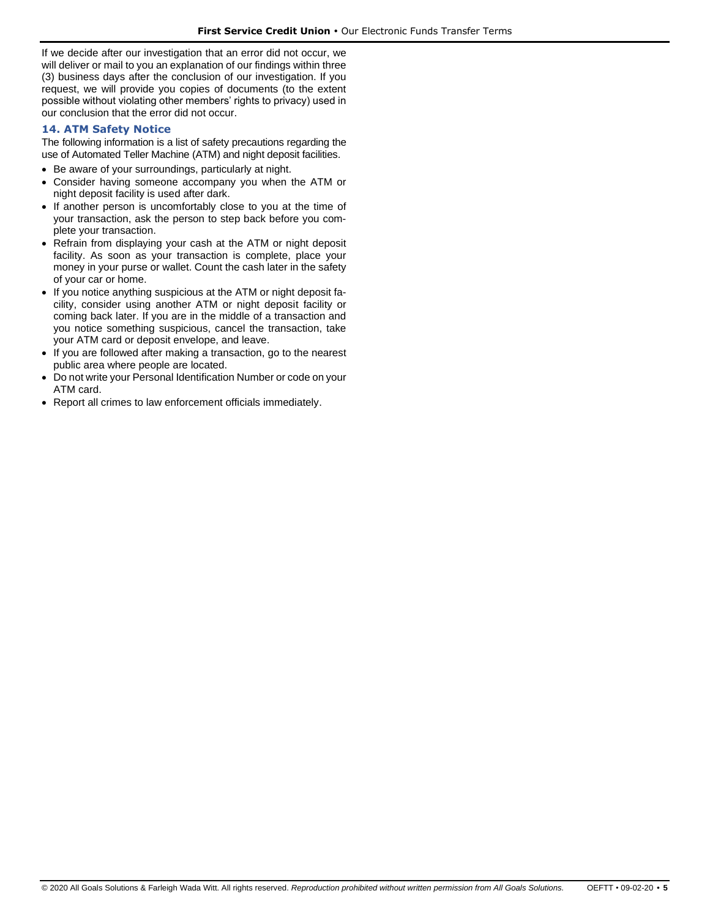If we decide after our investigation that an error did not occur, we will deliver or mail to you an explanation of our findings within three (3) business days after the conclusion of our investigation. If you request, we will provide you copies of documents (to the extent possible without violating other members' rights to privacy) used in our conclusion that the error did not occur.

### 14. ATM Safety Notice

The following information is a list of safety precautions regarding the use of Automated Teller Machine (ATM) and night deposit facilities.

- Be aware of your surroundings, particularly at night.
- Consider having someone accompany you when the ATM or night deposit facility is used after dark.
- If another person is uncomfortably close to you at the time of your transaction, ask the person to step back before you complete your transaction.
- Refrain from displaying your cash at the ATM or night deposit facility. As soon as your transaction is complete, place your money in your purse or wallet. Count the cash later in the safety of your car or home.
- If you notice anything suspicious at the ATM or night deposit facility, consider using another ATM or night deposit facility or coming back later. If you are in the middle of a transaction and you notice something suspicious, cancel the transaction, take your ATM card or deposit envelope, and leave.
- If you are followed after making a transaction, go to the nearest public area where people are located.
- Do not write your Personal Identification Number or code on your ATM card.
- Report all crimes to law enforcement officials immediately.